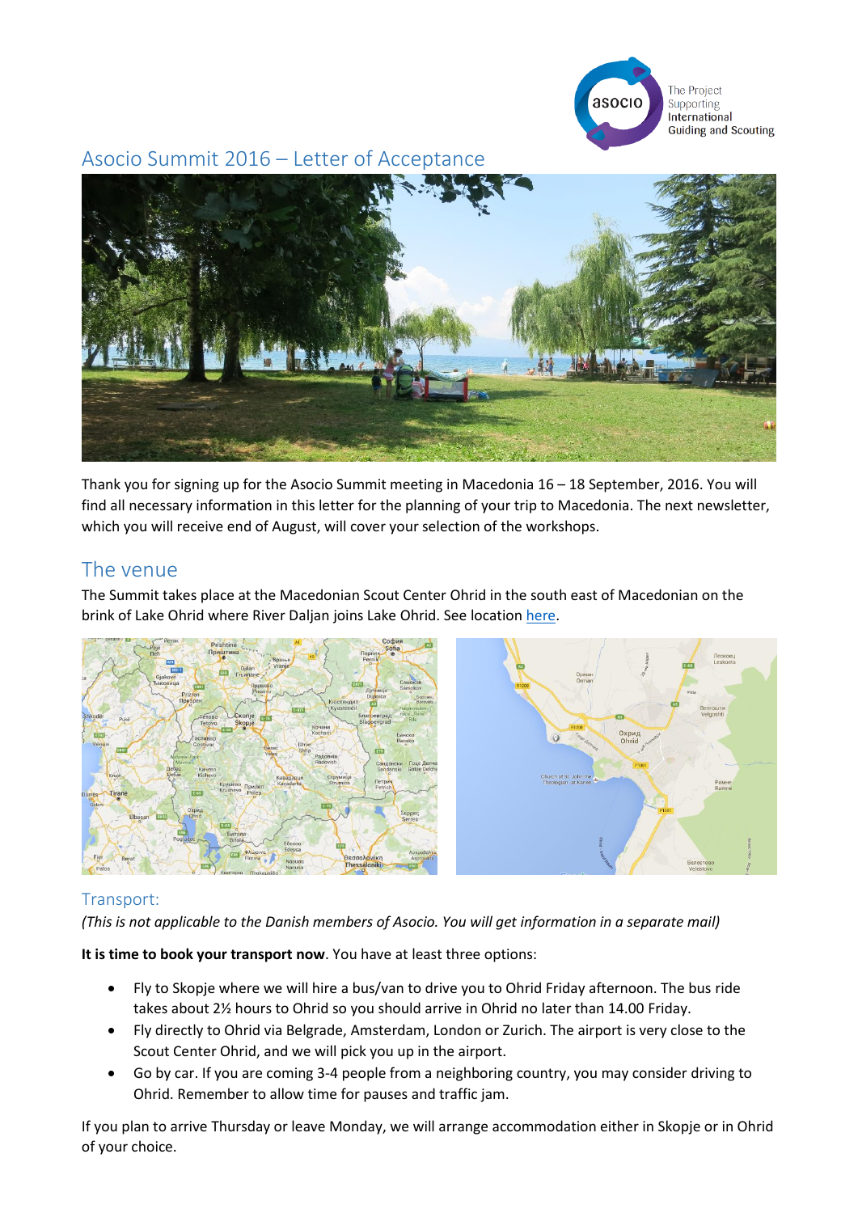# Asocio Summit 2016 – Letter of Acceptance

Thank you for signing up for the Asocio Summit meeting in Macedonia 16 – 18 September, 2016. You will find all necessary information in this letter for the planning of your trip to Macedonia. The next newsletter, which you will receive end of August, will cover your selection of the workshops.

## The venue

The Summit takes place at the Macedonian Scout Center Ohrid in the south east of Macedonian on the brink of Lake Ohrid where River Daljan joins Lake Ohrid. See location here.

### Transport:

*(This is not applicable to the Danish members of Asocio. You will get information in a separate mail)*

**It is time to book your transport now**. You have at least three options:

- Fly to Skopje where we will hire a bus/van to drive you to Ohrid Friday afternoon. The bus ride takes about 2½ hours to Ohrid so you should arrive in Ohrid no later than 14.00 Friday.
- Fly directly to Ohrid via Belgrade, Amsterdam, London or Zurich. The airport is very close to the Scout Center Ohrid, and we will pick you up in the airport.
- Go by car. If you are coming 3-4 people from a neighboring country, you may consider driving to Ohrid. Remember to allow time for pauses and traffic jam.

If you plan to arrive Thursday or leave Monday, we will arrange accommodation either in Skopje or in Ohrid of your choice.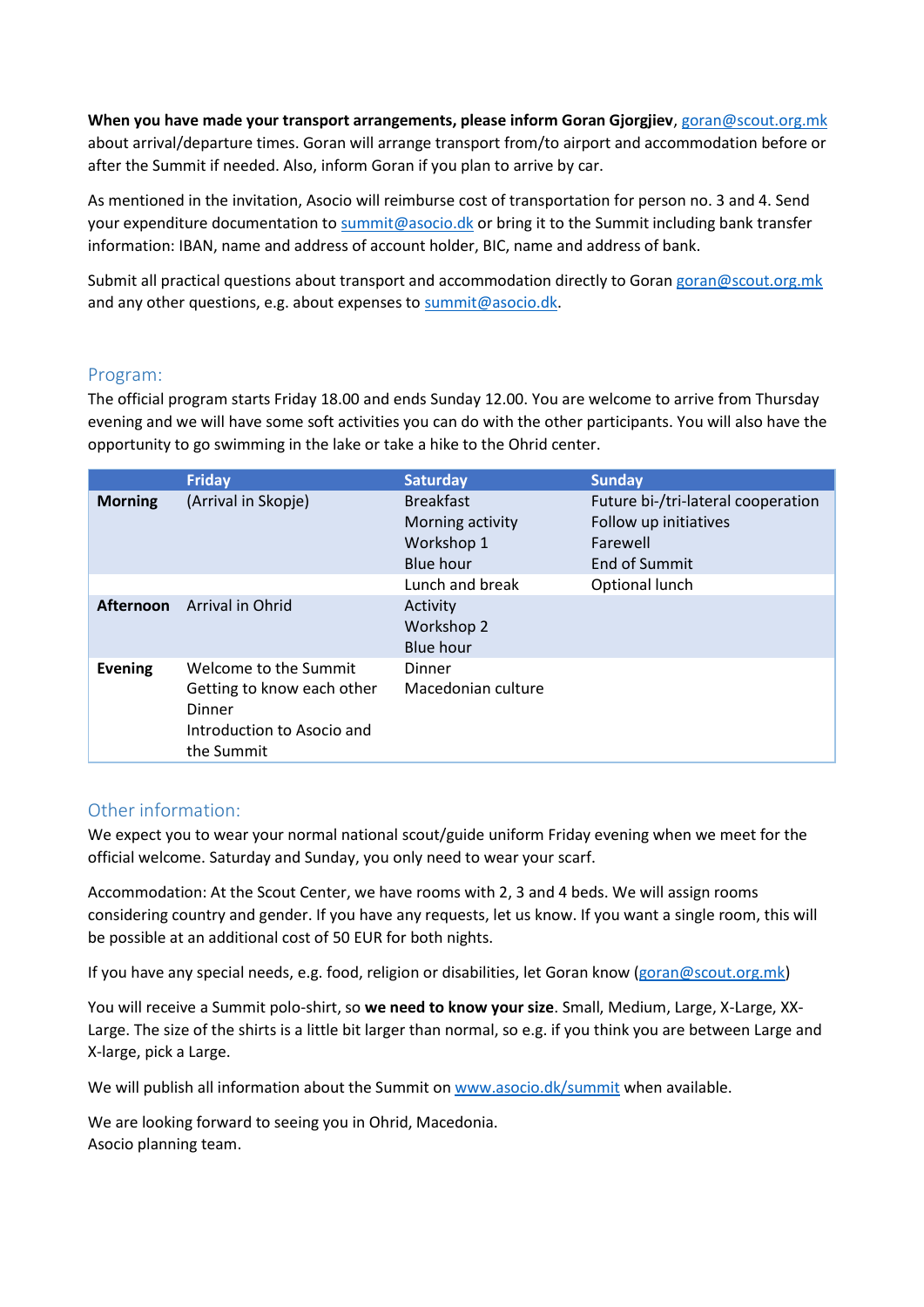**When you have made your transport arrangements, please inform Goran Gjorgjiev**, goran@scout.org.mk about arrival/departure times. Goran will arrange transport from/to airport and accommodation before or after the Summit if needed. Also, inform Goran if you plan to arrive by car.

As mentioned in the invitation, Asocio will reimburse cost of transportation for person no. 3 and 4. Send your expenditure documentation to summit@asocio.dk or bring it to the Summit including bank transfer information: IBAN, name and address of account holder, BIC, name and address of bank.

Submit all practical questions about transport and accommodation directly to Goran goran@scout.org.mk and any other questions, e.g. about expenses to summit@asocio.dk.

## Program:

The official program starts Friday 18.00 and ends Sunday 12.00. You are welcome to arrive from Thursday evening and we will have some soft activities you can do with the other participants. You will also have the opportunity to go swimming in the lake or take a hike to the Ohrid center.

| | Friday | Saturday | Sunday |
|---|---|---|---|
| **Morning** | (Arrival in Skopje) | Breakfast<br>Morning activity<br>Workshop 1<br>Blue hour | Future bi-/tri-lateral cooperation<br>Follow up initiatives<br>Farewell<br>End of Summit |
| | | Lunch and break | Optional lunch |
| **Afternoon** | Arrival in Ohrid | Activity<br>Workshop 2<br>Blue hour | |
| **Evening** | Welcome to the Summit<br>Getting to know each other<br>Dinner<br>Introduction to Asocio and the Summit | Dinner<br>Macedonian culture | |

## Other information:

We expect you to wear your normal national scout/guide uniform Friday evening when we meet for the official welcome. Saturday and Sunday, you only need to wear your scarf.

Accommodation: At the Scout Center, we have rooms with 2, 3 and 4 beds. We will assign rooms considering country and gender. If you have any requests, let us know. If you want a single room, this will be possible at an additional cost of 50 EUR for both nights.

If you have any special needs, e.g. food, religion or disabilities, let Goran know (goran@scout.org.mk)

You will receive a Summit polo-shirt, so **we need to know your size**. Small, Medium, Large, X-Large, XX-Large. The size of the shirts is a little bit larger than normal, so e.g. if you think you are between Large and X-large, pick a Large.

We will publish all information about the Summit on www.asocio.dk/summit when available.

We are looking forward to seeing you in Ohrid, Macedonia.
Asocio planning team.